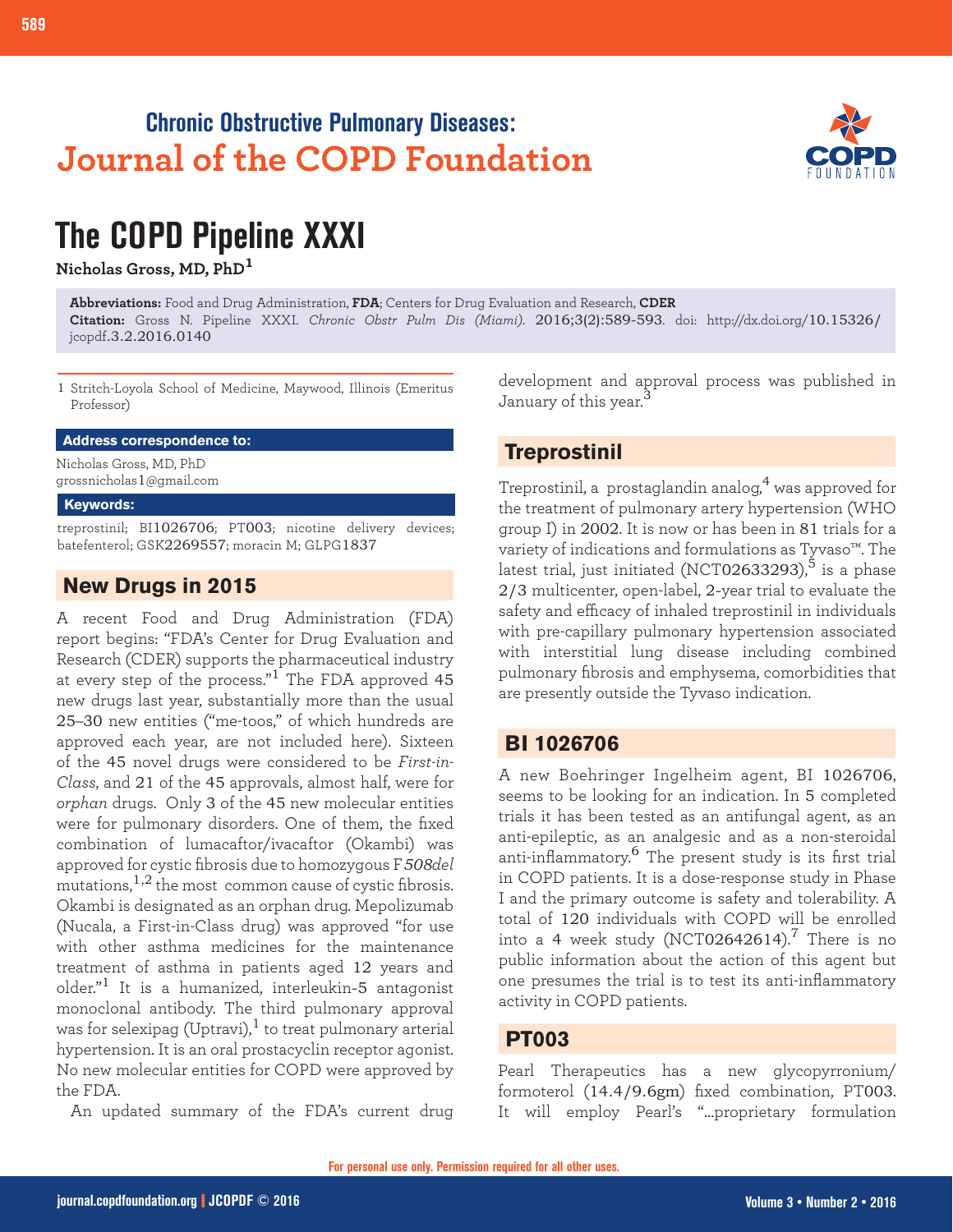## Chronic Obstructive Pulmonary Diseases:
## Journal of the COPD Foundation

# The COPD Pipeline XXXI

**Nicholas Gross, MD, PhD**[1]

**Abbreviations:** Food and Drug Administration, **FDA**; Centers for Drug Evaluation and Research, **CDER**
**Citation:** Gross N. Pipeline XXXI. *Chronic Obstr Pulm Dis (Miami)*. 2016;3(2):589-593. doi: http://dx.doi.org/10.15326/jcopdf.3.2.2016.0140

1 Stritch-Loyola School of Medicine, Maywood, Illinois (Emeritus Professor)

**Address correspondence to:**

Nicholas Gross, MD, PhD
grossnicholas1@gmail.com

**Keywords:**

treprostinil; BI1026706; PT003; nicotine delivery devices; batefenterol; GSK2269557; moracin M; GLPG1837

## New Drugs in 2015

A recent Food and Drug Administration (FDA) report begins: "FDA's Center for Drug Evaluation and Research (CDER) supports the pharmaceutical industry at every step of the process."[1] The FDA approved 45 new drugs last year, substantially more than the usual 25–30 new entities ("me-toos," of which hundreds are approved each year, are not included here). Sixteen of the 45 novel drugs were considered to be *First-in-Class*, and 21 of the 45 approvals, almost half, were for *orphan* drugs. Only 3 of the 45 new molecular entities were for pulmonary disorders. One of them, the fixed combination of lumacaftor/ivacaftor (Okambi) was approved for cystic fibrosis due to homozygous F*508del* mutations,[1,2] the most common cause of cystic fibrosis. Okambi is designated as an orphan drug. Mepolizumab (Nucala, a First-in-Class drug) was approved "for use with other asthma medicines for the maintenance treatment of asthma in patients aged 12 years and older."[1] It is a humanized, interleukin-5 antagonist monoclonal antibody. The third pulmonary approval was for selexipag (Uptravi),[1] to treat pulmonary arterial hypertension. It is an oral prostacyclin receptor agonist. No new molecular entities for COPD were approved by the FDA.

An updated summary of the FDA's current drug development and approval process was published in January of this year.[3]

## Treprostinil

Treprostinil, a prostaglandin analog,[4] was approved for the treatment of pulmonary artery hypertension (WHO group I) in 2002. It is now or has been in 81 trials for a variety of indications and formulations as Tyvaso™. The latest trial, just initiated (NCT02633293),[5] is a phase 2/3 multicenter, open-label, 2-year trial to evaluate the safety and efficacy of inhaled treprostinil in individuals with pre-capillary pulmonary hypertension associated with interstitial lung disease including combined pulmonary fibrosis and emphysema, comorbidities that are presently outside the Tyvaso indication.

## BI 1026706

A new Boehringer Ingelheim agent, BI 1026706, seems to be looking for an indication. In 5 completed trials it has been tested as an antifungal agent, as an anti-epileptic, as an analgesic and as a non-steroidal anti-inflammatory.[6] The present study is its first trial in COPD patients. It is a dose-response study in Phase I and the primary outcome is safety and tolerability. A total of 120 individuals with COPD will be enrolled into a 4 week study (NCT02642614).[7] There is no public information about the action of this agent but one presumes the trial is to test its anti-inflammatory activity in COPD patients.

## PT003

Pearl Therapeutics has a new glycopyrronium/formoterol (14.4/9.6gm) fixed combination, PT003. It will employ Pearl's "...proprietary formulation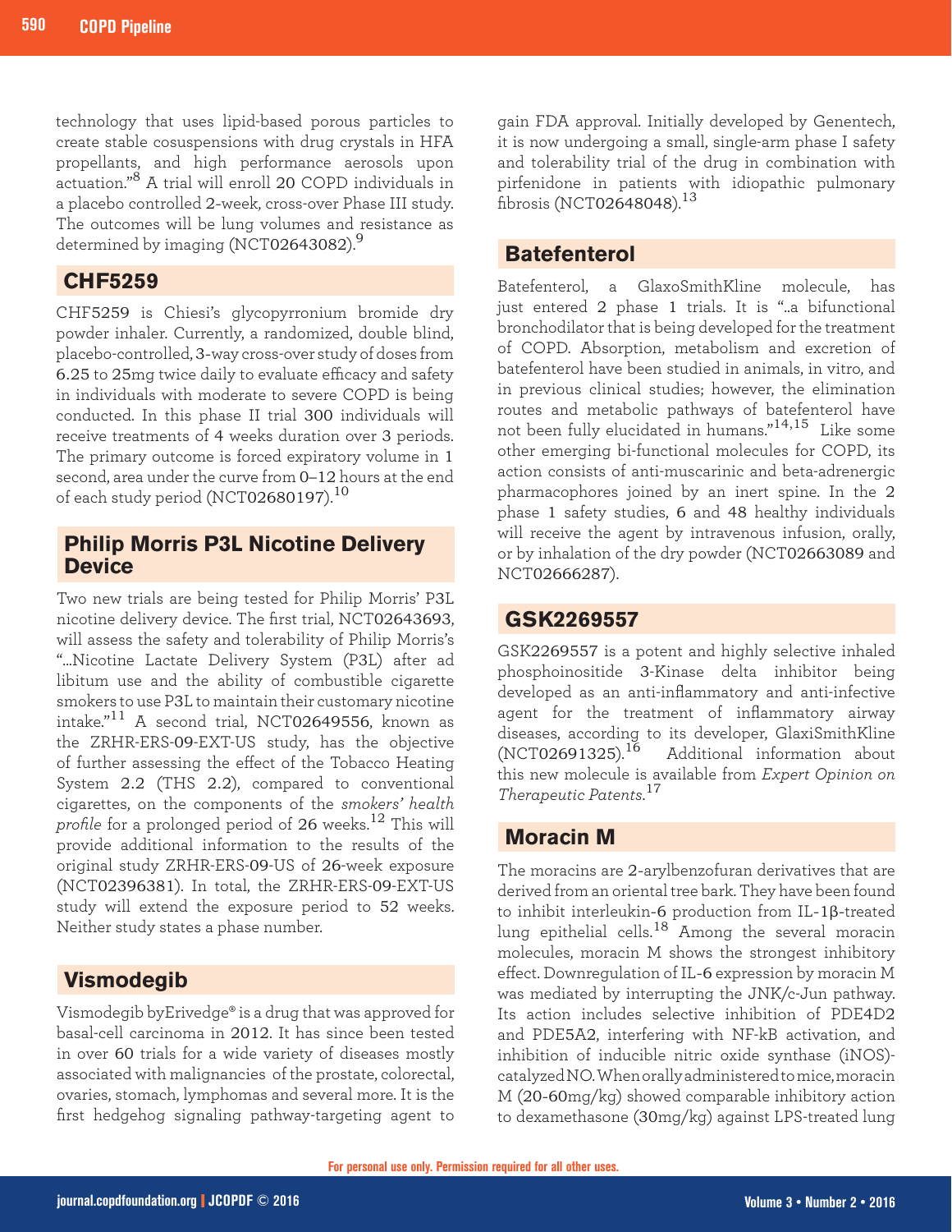technology that uses lipid-based porous particles to create stable cosuspensions with drug crystals in HFA propellants, and high performance aerosols upon actuation."[8] A trial will enroll 20 COPD individuals in a placebo controlled 2-week, cross-over Phase III study. The outcomes will be lung volumes and resistance as determined by imaging (NCT02643082).[9]

## CHF5259

CHF5259 is Chiesi's glycopyrronium bromide dry powder inhaler. Currently, a randomized, double blind, placebo-controlled, 3-way cross-over study of doses from 6.25 to 25mg twice daily to evaluate efficacy and safety in individuals with moderate to severe COPD is being conducted. In this phase II trial 300 individuals will receive treatments of 4 weeks duration over 3 periods. The primary outcome is forced expiratory volume in 1 second, area under the curve from 0–12 hours at the end of each study period (NCT02680197).[10]

## Philip Morris P3L Nicotine Delivery Device

Two new trials are being tested for Philip Morris' P3L nicotine delivery device. The first trial, NCT02643693, will assess the safety and tolerability of Philip Morris's "...Nicotine Lactate Delivery System (P3L) after ad libitum use and the ability of combustible cigarette smokers to use P3L to maintain their customary nicotine intake."[11] A second trial, NCT02649556, known as the ZRHR-ERS-09-EXT-US study, has the objective of further assessing the effect of the Tobacco Heating System 2.2 (THS 2.2), compared to conventional cigarettes, on the components of the *smokers' health profile* for a prolonged period of 26 weeks.[12] This will provide additional information to the results of the original study ZRHR-ERS-09-US of 26-week exposure (NCT02396381). In total, the ZRHR-ERS-09-EXT-US study will extend the exposure period to 52 weeks. Neither study states a phase number.

## Vismodegib

Vismodegib byErivedge® is a drug that was approved for basal-cell carcinoma in 2012. It has since been tested in over 60 trials for a wide variety of diseases mostly associated with malignancies of the prostate, colorectal, ovaries, stomach, lymphomas and several more. It is the first hedgehog signaling pathway-targeting agent to gain FDA approval. Initially developed by Genentech, it is now undergoing a small, single-arm phase I safety and tolerability trial of the drug in combination with pirfenidone in patients with idiopathic pulmonary fibrosis (NCT02648048).[13]

## Batefenterol

Batefenterol, a GlaxoSmithKline molecule, has just entered 2 phase 1 trials. It is "..a bifunctional bronchodilator that is being developed for the treatment of COPD. Absorption, metabolism and excretion of batefenterol have been studied in animals, in vitro, and in previous clinical studies; however, the elimination routes and metabolic pathways of batefenterol have not been fully elucidated in humans."[14,15] Like some other emerging bi-functional molecules for COPD, its action consists of anti-muscarinic and beta-adrenergic pharmacophores joined by an inert spine. In the 2 phase 1 safety studies, 6 and 48 healthy individuals will receive the agent by intravenous infusion, orally, or by inhalation of the dry powder (NCT02663089 and NCT02666287).

## GSK2269557

GSK2269557 is a potent and highly selective inhaled phosphoinositide 3-Kinase delta inhibitor being developed as an anti-inflammatory and anti-infective agent for the treatment of inflammatory airway diseases, according to its developer, GlaxiSmithKline (NCT02691325).[16] Additional information about this new molecule is available from *Expert Opinion on Therapeutic Patents*.[17]

## Moracin M

The moracins are 2-arylbenzofuran derivatives that are derived from an oriental tree bark. They have been found to inhibit interleukin-6 production from IL-1β-treated lung epithelial cells.[18] Among the several moracin molecules, moracin M shows the strongest inhibitory effect. Downregulation of IL-6 expression by moracin M was mediated by interrupting the JNK/c-Jun pathway. Its action includes selective inhibition of PDE4D2 and PDE5A2, interfering with NF-kB activation, and inhibition of inducible nitric oxide synthase (iNOS)-catalyzed NO. When orally administered to mice, moracin M (20-60mg/kg) showed comparable inhibitory action to dexamethasone (30mg/kg) against LPS-treated lung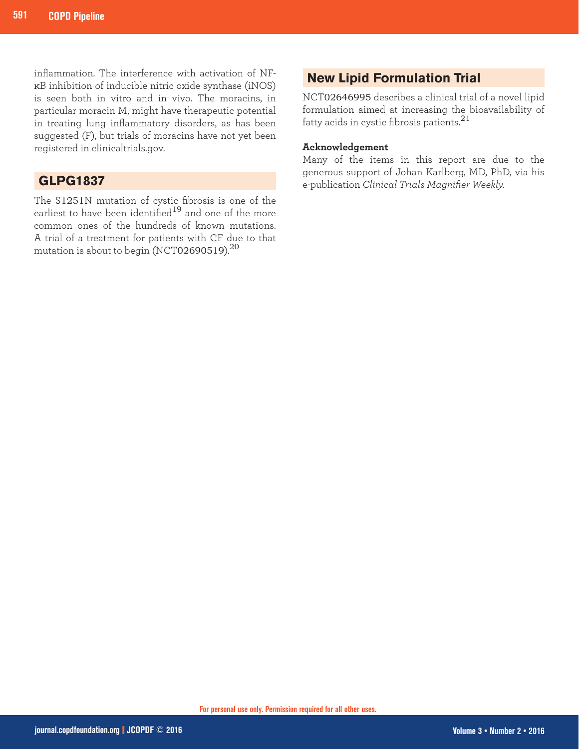inflammation. The interference with activation of NF-κB inhibition of inducible nitric oxide synthase (iNOS) is seen both in vitro and in vivo. The moracins, in particular moracin M, might have therapeutic potential in treating lung inflammatory disorders, as has been suggested (F), but trials of moracins have not yet been registered in clinicaltrials.gov.

## GLPG1837

The S1251N mutation of cystic fibrosis is one of the earliest to have been identified[19] and one of the more common ones of the hundreds of known mutations. A trial of a treatment for patients with CF due to that mutation is about to begin (NCT02690519).[20]

## New Lipid Formulation Trial

NCT02646995 describes a clinical trial of a novel lipid formulation aimed at increasing the bioavailability of fatty acids in cystic fibrosis patients.[21]

**Acknowledgement**

Many of the items in this report are due to the generous support of Johan Karlberg, MD, PhD, via his e-publication *Clinical Trials Magnifier Weekly*.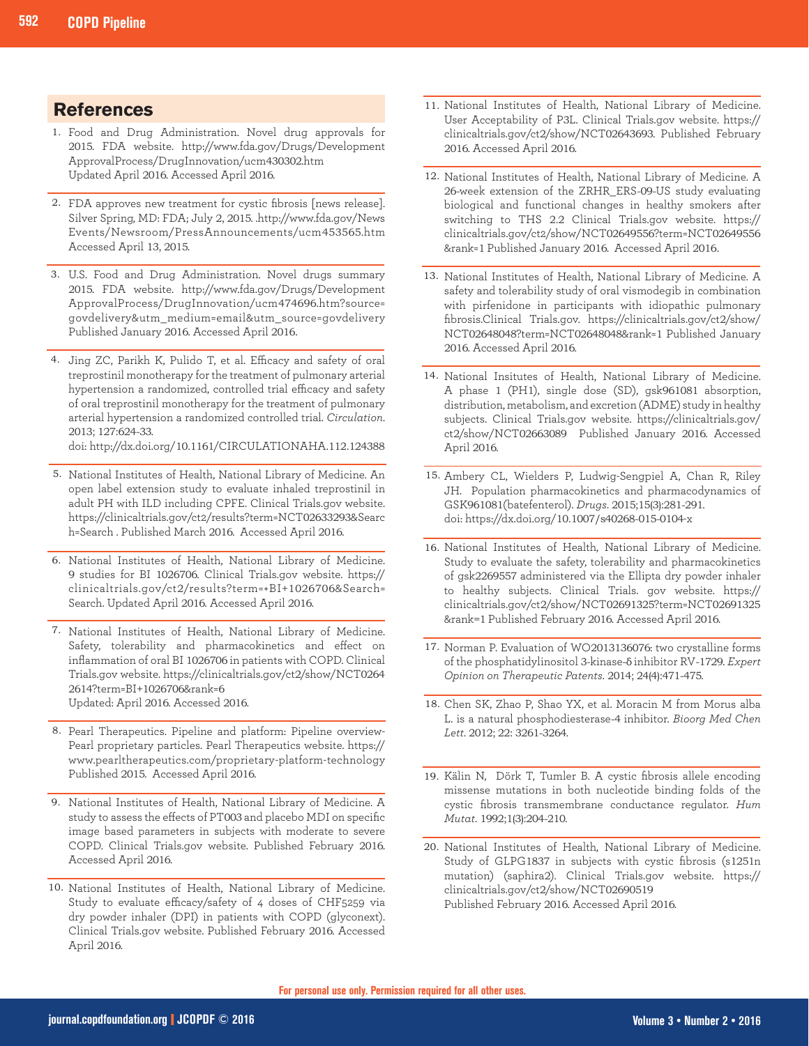## References

1. Food and Drug Administration. Novel drug approvals for 2015. FDA website. http://www.fda.gov/Drugs/DevelopmentApprovalProcess/DrugInnovation/ucm430302.htm Updated April 2016. Accessed April 2016.

2. FDA approves new treatment for cystic fibrosis [news release]. Silver Spring, MD: FDA; July 2, 2015. .http://www.fda.gov/NewsEvents/Newsroom/PressAnnouncements/ucm453565.htm Accessed April 13, 2015.

3. U.S. Food and Drug Administration. Novel drugs summary 2015. FDA website. http://www.fda.gov/DevelopmentApprovalProcess/DrugInnovation/ucm474696.htm?source=govdelivery&utm_medium=email&utm_source=govdelivery Published January 2016. Accessed April 2016.

4. Jing ZC, Parikh K, Pulido T, et al. Efficacy and safety of oral treprostinil monotherapy for the treatment of pulmonary arterial hypertension a randomized, controlled trial efficacy and safety of oral treprostinil monotherapy for the treatment of pulmonary arterial hypertension a randomized controlled trial. *Circulation*. 2013; 127:624-33. doi: http://dx.doi.org/10.1161/CIRCULATIONAHA.112.124388

5. National Institutes of Health, National Library of Medicine. An open label extension study to evaluate inhaled treprostinil in adult PH with ILD including CPFE. Clinical Trials.gov website. https://clinicaltrials.gov/ct2/results?term=NCT02633293&Search=Search . Published March 2016. Accessed April 2016.

6. National Institutes of Health, National Library of Medicine. 9 studies for BI 1026706. Clinical Trials.gov website. https://clinicaltrials.gov/ct2/results?term=+BI+1026706&Search=Search. Updated April 2016. Accessed April 2016.

7. National Institutes of Health, National Library of Medicine. Safety, tolerability and pharmacokinetics and effect on inflammation of oral BI 1026706 in patients with COPD. Clinical Trials.gov website. https://clinicaltrials.gov/ct2/show/NCT02642614?term=BI+1026706&rank=6 Updated: April 2016. Accessed 2016.

8. Pearl Therapeutics. Pipeline and platform: Pipeline overview-Pearl proprietary particles. Pearl Therapeutics website. https://www.pearltherapeutics.com/proprietary-platform-technology Published 2015. Accessed April 2016.

9. National Institutes of Health, National Library of Medicine. A study to assess the effects of PT003 and placebo MDI on specific image based parameters in subjects with moderate to severe COPD. Clinical Trials.gov website. Published February 2016. Accessed April 2016.

10. National Institutes of Health, National Library of Medicine. Study to evaluate efficacy/safety of 4 doses of CHF5259 via dry powder inhaler (DPI) in patients with COPD (glyconext). Clinical Trials.gov website. Published February 2016. Accessed April 2016.

11. National Institutes of Health, National Library of Medicine. User Acceptability of P3L. Clinical Trials.gov website. https://clinicaltrials.gov/ct2/show/NCT02643693. Published February 2016. Accessed April 2016.

12. National Institutes of Health, National Library of Medicine. A 26-week extension of the ZRHR_ERS-09-US study evaluating biological and functional changes in healthy smokers after switching to THS 2.2 Clinical Trials.gov website. https://clinicaltrials.gov/ct2/show/NCT02649556?term=NCT02649556&rank=1 Published January 2016. Accessed April 2016.

13. National Institutes of Health, National Library of Medicine. A safety and tolerability study of oral vismodegib in combination with pirfenidone in participants with idiopathic pulmonary fibrosis.Clinical Trials.gov. https://clinicaltrials.gov/ct2/show/NCT02648048?term=NCT02648048&rank=1 Published January 2016. Accessed April 2016.

14. National Insitutes of Health, National Library of Medicine. A phase 1 (PH1), single dose (SD), gsk961081 absorption, distribution, metabolism, and excretion (ADME) study in healthy subjects. Clinical Trials.gov website. https://clinicaltrials.gov/ct2/show/NCT02663089 Published January 2016. Accessed April 2016.

15. Ambery CL, Wielders P, Ludwig-Sengpiel A, Chan R, Riley JH. Population pharmacokinetics and pharmacodynamics of GSK961081(batefenterol). *Drugs*. 2015;15(3):281-291. doi: https://dx.doi.org/10.1007/s40268-015-0104-x

16. National Institutes of Health, National Library of Medicine. Study to evaluate the safety, tolerability and pharmacokinetics of gsk2269557 administered via the Ellipta dry powder inhaler to healthy subjects. Clinical Trials. gov website. https://clinicaltrials.gov/ct2/show/NCT02691325?term=NCT02691325&rank=1 Published February 2016. Accessed April 2016.

17. Norman P. Evaluation of WO2013136076: two crystalline forms of the phosphatidylinositol 3-kinase-δ inhibitor RV-1729. *Expert Opinion on Therapeutic Patents*. 2014; 24(4):471-475.

18. Chen SK, Zhao P, Shao YX, et al. Moracin M from Morus alba L. is a natural phosphodiesterase-4 inhibitor. *Bioorg Med Chen Lett*. 2012; 22: 3261-3264.

19. Kälin N, Dörk T, Tumler B. A cystic fibrosis allele encoding missense mutations in both nucleotide binding folds of the cystic fibrosis transmembrane conductance regulator. *Hum Mutat*. 1992;1(3):204-210.

20. National Institutes of Health, National Library of Medicine. Study of GLPG1837 in subjects with cystic fibrosis (s1251n mutation) (saphira2). Clinical Trials.gov website. https://clinicaltrials.gov/ct2/show/NCT02690519 Published February 2016. Accessed April 2016.

For personal use only. Permission required for all other uses.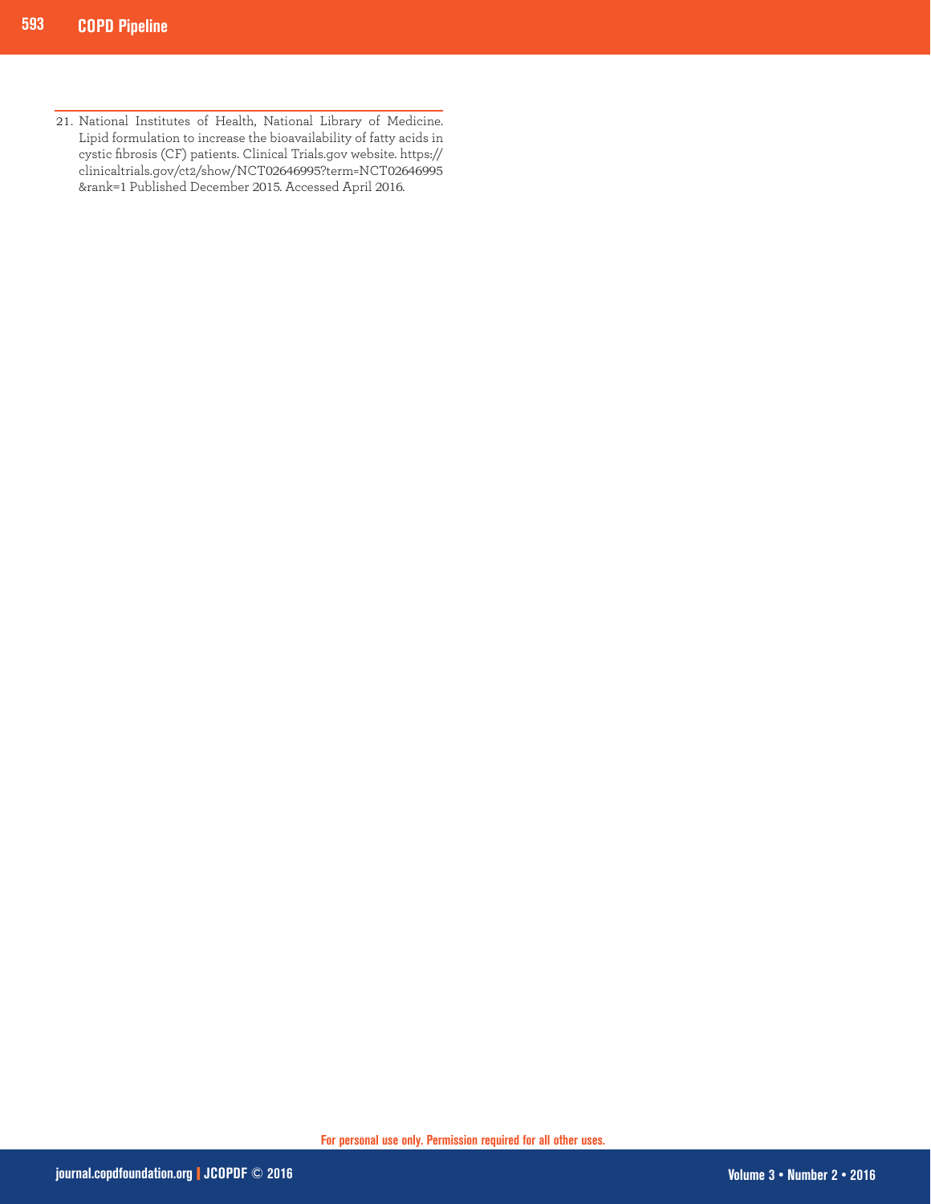21. National Institutes of Health, National Library of Medicine. Lipid formulation to increase the bioavailability of fatty acids in cystic fibrosis (CF) patients. Clinical Trials.gov website. https://clinicaltrials.gov/ct2/show/NCT02646995?term=NCT02646995&rank=1 Published December 2015. Accessed April 2016.